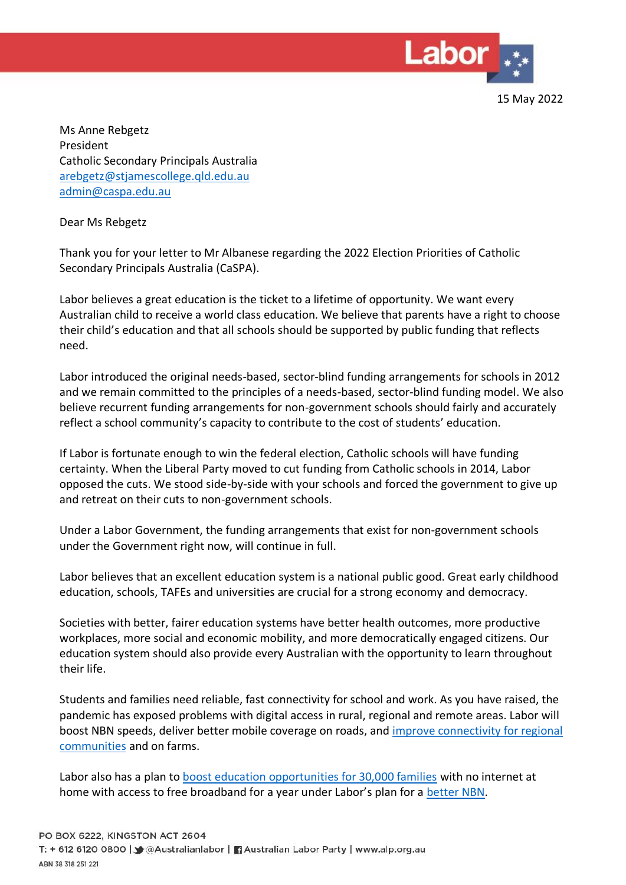15 May 2022

Ms Anne Rebgetz
President
Catholic Secondary Principals Australia
arebgetz@stjamescollege.qld.edu.au
admin@caspa.edu.au

Dear Ms Rebgetz

Thank you for your letter to Mr Albanese regarding the 2022 Election Priorities of Catholic Secondary Principals Australia (CaSPA).

Labor believes a great education is the ticket to a lifetime of opportunity. We want every Australian child to receive a world class education. We believe that parents have a right to choose their child's education and that all schools should be supported by public funding that reflects need.

Labor introduced the original needs-based, sector-blind funding arrangements for schools in 2012 and we remain committed to the principles of a needs-based, sector-blind funding model. We also believe recurrent funding arrangements for non-government schools should fairly and accurately reflect a school community's capacity to contribute to the cost of students' education.

If Labor is fortunate enough to win the federal election, Catholic schools will have funding certainty. When the Liberal Party moved to cut funding from Catholic schools in 2014, Labor opposed the cuts. We stood side-by-side with your schools and forced the government to give up and retreat on their cuts to non-government schools.

Under a Labor Government, the funding arrangements that exist for non-government schools under the Government right now, will continue in full.

Labor believes that an excellent education system is a national public good. Great early childhood education, schools, TAFEs and universities are crucial for a strong economy and democracy.

Societies with better, fairer education systems have better health outcomes, more productive workplaces, more social and economic mobility, and more democratically engaged citizens. Our education system should also provide every Australian with the opportunity to learn throughout their life.

Students and families need reliable, fast connectivity for school and work. As you have raised, the pandemic has exposed problems with digital access in rural, regional and remote areas. Labor will boost NBN speeds, deliver better mobile coverage on roads, and improve connectivity for regional communities and on farms.

Labor also has a plan to boost education opportunities for 30,000 families with no internet at home with access to free broadband for a year under Labor's plan for a better NBN.

PO BOX 6222, KINGSTON ACT 2604
T: + 612 6120 0800 | @Australianlabor | Australian Labor Party | www.alp.org.au
ABN 38 318 251 221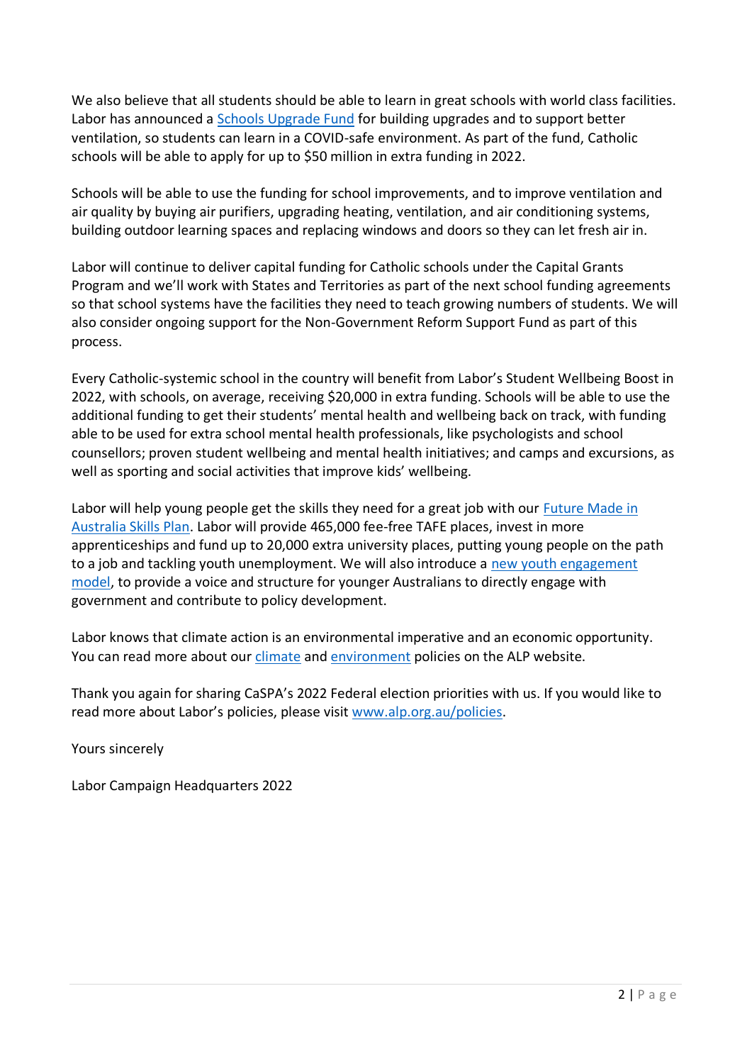We also believe that all students should be able to learn in great schools with world class facilities. Labor has announced a Schools Upgrade Fund for building upgrades and to support better ventilation, so students can learn in a COVID-safe environment. As part of the fund, Catholic schools will be able to apply for up to $50 million in extra funding in 2022.

Schools will be able to use the funding for school improvements, and to improve ventilation and air quality by buying air purifiers, upgrading heating, ventilation, and air conditioning systems, building outdoor learning spaces and replacing windows and doors so they can let fresh air in.

Labor will continue to deliver capital funding for Catholic schools under the Capital Grants Program and we'll work with States and Territories as part of the next school funding agreements so that school systems have the facilities they need to teach growing numbers of students. We will also consider ongoing support for the Non-Government Reform Support Fund as part of this process.

Every Catholic-systemic school in the country will benefit from Labor's Student Wellbeing Boost in 2022, with schools, on average, receiving $20,000 in extra funding. Schools will be able to use the additional funding to get their students' mental health and wellbeing back on track, with funding able to be used for extra school mental health professionals, like psychologists and school counsellors; proven student wellbeing and mental health initiatives; and camps and excursions, as well as sporting and social activities that improve kids' wellbeing.

Labor will help young people get the skills they need for a great job with our Future Made in Australia Skills Plan. Labor will provide 465,000 fee-free TAFE places, invest in more apprenticeships and fund up to 20,000 extra university places, putting young people on the path to a job and tackling youth unemployment. We will also introduce a new youth engagement model, to provide a voice and structure for younger Australians to directly engage with government and contribute to policy development.

Labor knows that climate action is an environmental imperative and an economic opportunity. You can read more about our climate and environment policies on the ALP website.

Thank you again for sharing CaSPA's 2022 Federal election priorities with us. If you would like to read more about Labor's policies, please visit www.alp.org.au/policies.

Yours sincerely

Labor Campaign Headquarters 2022